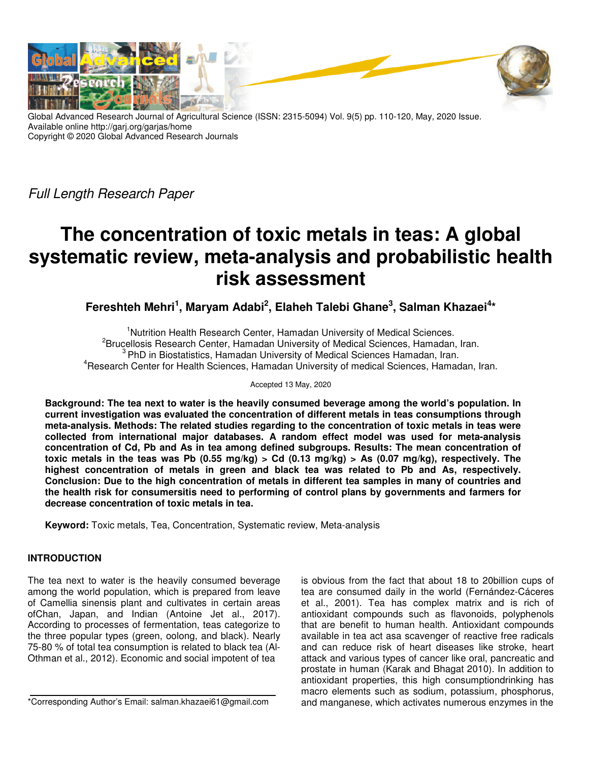Global Advanced Research Journal of Agricultural Science (ISSN: 2315-5094) Vol. 9(5) pp. 110-120, May, 2020 Issue.
Available online http://garj.org/garjas/home
Copyright © 2020 Global Advanced Research Journals

*Full Length Research Paper*

# The concentration of toxic metals in teas: A global systematic review, meta-analysis and probabilistic health risk assessment

**Fereshteh Mehri[1], Maryam Adabi[2], Elaheh Talebi Ghane[3], Salman Khazaei[4]***

[1]Nutrition Health Research Center, Hamadan University of Medical Sciences.
[2]Brucellosis Research Center, Hamadan University of Medical Sciences, Hamadan, Iran.
[3]PhD in Biostatistics, Hamadan University of Medical Sciences Hamadan, Iran.
[4]Research Center for Health Sciences, Hamadan University of medical Sciences, Hamadan, Iran.

Accepted 13 May, 2020

**Background: The tea next to water is the heavily consumed beverage among the world's population. In current investigation was evaluated the concentration of different metals in teas consumptions through meta-analysis. Methods: The related studies regarding to the concentration of toxic metals in teas were collected from international major databases. A random effect model was used for meta-analysis concentration of Cd, Pb and As in tea among defined subgroups. Results: The mean concentration of toxic metals in the teas was Pb (0.55 mg/kg) > Cd (0.13 mg/kg) > As (0.07 mg/kg), respectively. The highest concentration of metals in green and black tea was related to Pb and As, respectively. Conclusion: Due to the high concentration of metals in different tea samples in many of countries and the health risk for consumersitis need to performing of control plans by governments and farmers for decrease concentration of toxic metals in tea.**

**Keyword:** Toxic metals, Tea, Concentration, Systematic review, Meta-analysis

## INTRODUCTION

The tea next to water is the heavily consumed beverage among the world population, which is prepared from leave of Camellia sinensis plant and cultivates in certain areas ofChan, Japan, and Indian (Antoine Jet al., 2017). According to processes of fermentation, teas categorize to the three popular types (green, oolong, and black). Nearly 75-80 % of total tea consumption is related to black tea (Al-Othman et al., 2012). Economic and social impotent of tea is obvious from the fact that about 18 to 20billion cups of tea are consumed daily in the world (Fernández-Cáceres et al., 2001). Tea has complex matrix and is rich of antioxidant compounds such as flavonoids, polyphenols that are benefit to human health. Antioxidant compounds available in tea act asa scavenger of reactive free radicals and can reduce risk of heart diseases like stroke, heart attack and various types of cancer like oral, pancreatic and prostate in human (Karak and Bhagat 2010). In addition to antioxidant properties, this high consumptiondrinking has macro elements such as sodium, potassium, phosphorus, and manganese, which activates numerous enzymes in the

*Corresponding Author's Email: salman.khazaei61@gmail.com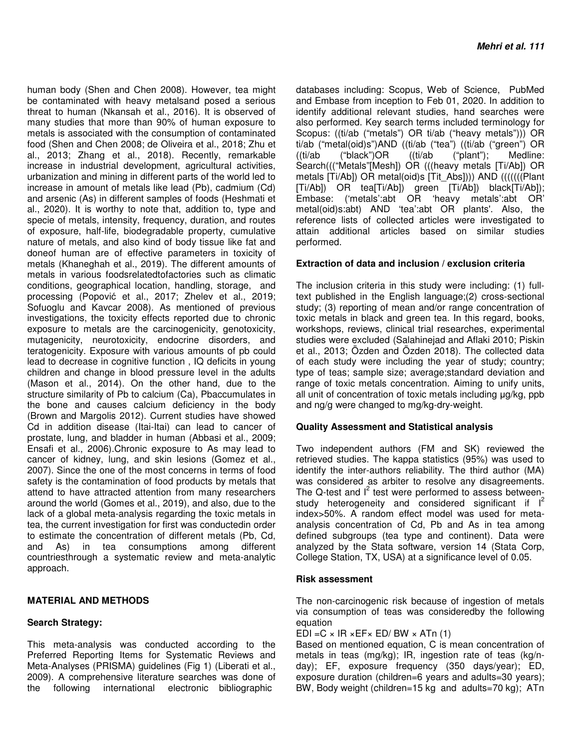human body (Shen and Chen 2008). However, tea might be contaminated with heavy metalsand posed a serious threat to human (Nkansah et al., 2016). It is observed of many studies that more than 90% of human exposure to metals is associated with the consumption of contaminated food (Shen and Chen 2008; de Oliveira et al., 2018; Zhu et al., 2013; Zhang et al., 2018). Recently, remarkable increase in industrial development, agricultural activities, urbanization and mining in different parts of the world led to increase in amount of metals like lead (Pb), cadmium (Cd) and arsenic (As) in different samples of foods (Heshmati et al., 2020). It is worthy to note that, addition to, type and specie of metals, intensity, frequency, duration, and routes of exposure, half-life, biodegradable property, cumulative nature of metals, and also kind of body tissue like fat and doneof human are of effective parameters in toxicity of metals (Khaneghah et al., 2019). The different amounts of metals in various foodsrelatedtofactories such as climatic conditions, geographical location, handling, storage, and processing (Popović et al., 2017; Zhelev et al., 2019; Sofuoglu and Kavcar 2008). As mentioned of previous investigations, the toxicity effects reported due to chronic exposure to metals are the carcinogenicity, genotoxicity, mutagenicity, neurotoxicity, endocrine disorders, and teratogenicity. Exposure with various amounts of pb could lead to decrease in cognitive function , IQ deficits in young children and change in blood pressure level in the adults (Mason et al., 2014). On the other hand, due to the structure similarity of Pb to calcium (Ca), Pbaccumulates in the bone and causes calcium deficiency in the body (Brown and Margolis 2012). Current studies have showed Cd in addition disease (Itai-Itai) can lead to cancer of prostate, lung, and bladder in human (Abbasi et al., 2009; Ensafi et al., 2006).Chronic exposure to As may lead to cancer of kidney, lung, and skin lesions (Gomez et al., 2007). Since the one of the most concerns in terms of food safety is the contamination of food products by metals that attend to have attracted attention from many researchers around the world (Gomes et al., 2019), and also, due to the lack of a global meta-analysis regarding the toxic metals in tea, the current investigation for first was conductedin order to estimate the concentration of different metals (Pb, Cd, and As) in tea consumptions among different countriesthrough a systematic review and meta-analytic approach.

## MATERIAL AND METHODS

### Search Strategy:

This meta-analysis was conducted according to the Preferred Reporting Items for Systematic Reviews and Meta-Analyses (PRISMA) guidelines (Fig 1) (Liberati et al., 2009). A comprehensive literature searches was done of the following international electronic bibliographic databases including: Scopus, Web of Science, PubMed and Embase from inception to Feb 01, 2020. In addition to identify additional relevant studies, hand searches were also performed. Key search terms included terminology for Scopus: ((ti/ab ("metals") OR ti/ab ("heavy metals"))) OR ti/ab ("metal(oid)s")AND ((ti/ab ("tea") ((ti/ab ("green") OR ((ti/ab ("black")OR ((ti/ab ("plant"); Medline: Search((("Metals"[Mesh]) OR (((heavy metals [Ti/Ab]) OR metals [Ti/Ab]) OR metal(oid)s [Tit_Abs]))) AND (((((((Plant [Ti/Ab]) OR tea[Ti/Ab]) green [Ti/Ab]) black[Ti/Ab]); Embase: ('metals':abt OR 'heavy metals':abt OR' metal(oid)s:abt) AND 'tea':abt OR plants'. Also, the reference lists of collected articles were investigated to attain additional articles based on similar studies performed.

### Extraction of data and inclusion / exclusion criteria

The inclusion criteria in this study were including: (1) full-text published in the English language;(2) cross-sectional study; (3) reporting of mean and/or range concentration of toxic metals in black and green tea. In this regard, books, workshops, reviews, clinical trial researches, experimental studies were excluded (Salahinejad and Aflaki 2010; Piskin et al., 2013; Özden and Özden 2018). The collected data of each study were including the year of study; country; type of teas; sample size; average;standard deviation and range of toxic metals concentration. Aiming to unify units, all unit of concentration of toxic metals including µg/kg, ppb and ng/g were changed to mg/kg-dry-weight.

### Quality Assessment and Statistical analysis

Two independent authors (FM and SK) reviewed the retrieved studies. The kappa statistics (95%) was used to identify the inter-authors reliability. The third author (MA) was considered as arbiter to resolve any disagreements. The Q-test and $I^2$ test were performed to assess between-study heterogeneity and considered significant if $I^2$ index>50%. A random effect model was used for meta-analysis concentration of Cd, Pb and As in tea among defined subgroups (tea type and continent). Data were analyzed by the Stata software, version 14 (Stata Corp, College Station, TX, USA) at a significance level of 0.05.

### Risk assessment

The non-carcinogenic risk because of ingestion of metals via consumption of teas was consideredby the following equation

$EDI = C \times IR \times EF \times ED / BW \times ATn$ (1)

Based on mentioned equation, C is mean concentration of metals in teas (mg/kg); IR, ingestion rate of teas (kg/n-day); EF, exposure frequency (350 days/year); ED, exposure duration (children=6 years and adults=30 years); BW, Body weight (children=15 kg and adults=70 kg); ATn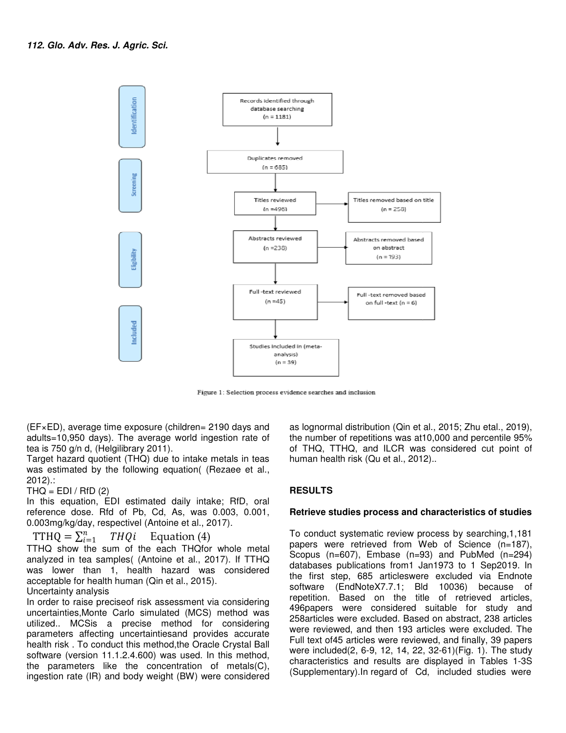Records identified through database searching (n = 1181)

Duplicates removed (n = 685)

Titles reviewed (n =496) → Titles removed based on title (n = 258)

Abstracts reviewed (n =238) → Abstracts removed based on abstract (n = 193)

Full -text reviewed (n =45) → Full -text removed based on full -text (n = 6)

Studies included in (meta-analysis) (n = 39)

Identification | Screening | Eligibility | Included

Figure 1: Selection process evidence searches and inclusion

(EF×ED), average time exposure (children= 2190 days and adults=10,950 days). The average world ingestion rate of tea is 750 g/n d, (Helgilibrary 2011).

Target hazard quotient (THQ) due to intake metals in teas was estimated by the following equation( (Rezaee et al., 2012).:

THQ = EDI / RfD (2)

In this equation, EDI estimated daily intake; RfD, oral reference dose. Rfd of Pb, Cd, As, was 0.003, 0.001, 0.003mg/kg/day, respectivel (Antoine et al., 2017).

$$\mathrm{TTHQ} = \sum_{i=1}^{n} THQi \quad \text{Equation (4)}$$

TTHQ show the sum of the each THQfor whole metal analyzed in tea samples( (Antoine et al., 2017). If TTHQ was lower than 1, health hazard was considered acceptable for health human (Qin et al., 2015).

Uncertainty analysis

In order to raise preciseof risk assessment via considering uncertainties,Monte Carlo simulated (MCS) method was utilized.. MCSis a precise method for considering parameters affecting uncertaintiesand provides accurate health risk . To conduct this method,the Oracle Crystal Ball software (version 11.1.2.4.600) was used. In this method, the parameters like the concentration of metals(C), ingestion rate (IR) and body weight (BW) were considered as lognormal distribution (Qin et al., 2015; Zhu etal., 2019), the number of repetitions was at10,000 and percentile 95% of THQ, TTHQ, and ILCR was considered cut point of human health risk (Qu et al., 2012)..

## RESULTS

### Retrieve studies process and characteristics of studies

To conduct systematic review process by searching,1,181 papers were retrieved from Web of Science (n=187), Scopus (n=607), Embase (n=93) and PubMed (n=294) databases publications from1 Jan1973 to 1 Sep2019. In the first step, 685 articleswere excluded via Endnote software (EndNoteX7.7.1; Bld 10036) because of repetition. Based on the title of retrieved articles, 496papers were considered suitable for study and 258articles were excluded. Based on abstract, 238 articles were reviewed, and then 193 articles were excluded. The Full text of45 articles were reviewed, and finally, 39 papers were included(2, 6-9, 12, 14, 22, 32-61)(Fig. 1). The study characteristics and results are displayed in Tables 1-3S (Supplementary).In regard of Cd, included studies were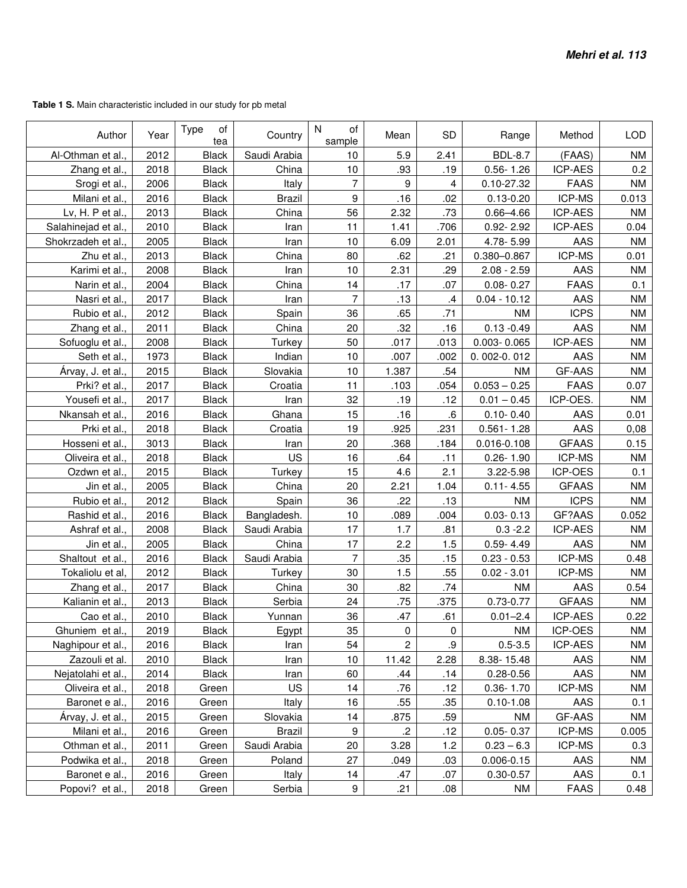**Table 1 S.** Main characteristic included in our study for pb metal

| Author | Year | Type of tea | Country | N of sample | Mean | SD | Range | Method | LOD |
|---|---|---|---|---|---|---|---|---|---|
| Al-Othman et al., | 2012 | Black | Saudi Arabia | 10 | 5.9 | 2.41 | BDL-8.7 | (FAAS) | NM |
| Zhang et al., | 2018 | Black | China | 10 | .93 | .19 | 0.56- 1.26 | ICP-AES | 0.2 |
| Srogi et al., | 2006 | Black | Italy | 7 | 9 | 4 | 0.10-27.32 | FAAS | NM |
| Milani et al., | 2016 | Black | Brazil | 9 | .16 | .02 | 0.13-0.20 | ICP-MS | 0.013 |
| Lv, H. P et al., | 2013 | Black | China | 56 | 2.32 | .73 | 0.66–4.66 | ICP-AES | NM |
| Salahinejad et al., | 2010 | Black | Iran | 11 | 1.41 | .706 | 0.92- 2.92 | ICP-AES | 0.04 |
| Shokrzadeh et al., | 2005 | Black | Iran | 10 | 6.09 | 2.01 | 4.78- 5.99 | AAS | NM |
| Zhu et al., | 2013 | Black | China | 80 | .62 | .21 | 0.380–0.867 | ICP-MS | 0.01 |
| Karimi et al., | 2008 | Black | Iran | 10 | 2.31 | .29 | 2.08 - 2.59 | AAS | NM |
| Narin et al., | 2004 | Black | China | 14 | .17 | .07 | 0.08- 0.27 | FAAS | 0.1 |
| Nasri et al., | 2017 | Black | Iran | 7 | .13 | .4 | 0.04 - 10.12 | AAS | NM |
| Rubio et al., | 2012 | Black | Spain | 36 | .65 | .71 | NM | ICPS | NM |
| Zhang et al., | 2011 | Black | China | 20 | .32 | .16 | 0.13 -0.49 | AAS | NM |
| Sofuoglu et al., | 2008 | Black | Turkey | 50 | .017 | .013 | 0.003- 0.065 | ICP-AES | NM |
| Seth et al., | 1973 | Black | Indian | 10 | .007 | .002 | 0. 002-0. 012 | AAS | NM |
| Árvay, J. et al., | 2015 | Black | Slovakia | 10 | 1.387 | .54 | NM | GF-AAS | NM |
| Prki? et al., | 2017 | Black | Croatia | 11 | .103 | .054 | 0.053 – 0.25 | FAAS | 0.07 |
| Yousefi et al., | 2017 | Black | Iran | 32 | .19 | .12 | 0.01 – 0.45 | ICP-OES. | NM |
| Nkansah et al., | 2016 | Black | Ghana | 15 | .16 | .6 | 0.10- 0.40 | AAS | 0.01 |
| Prki et al., | 2018 | Black | Croatia | 19 | .925 | .231 | 0.561- 1.28 | AAS | 0,08 |
| Hosseni et al., | 3013 | Black | Iran | 20 | .368 | .184 | 0.016-0.108 | GFAAS | 0.15 |
| Oliveira et al., | 2018 | Black | US | 16 | .64 | .11 | 0.26- 1.90 | ICP-MS | NM |
| Ozdwn et al., | 2015 | Black | Turkey | 15 | 4.6 | 2.1 | 3.22-5.98 | ICP-OES | 0.1 |
| Jin et al., | 2005 | Black | China | 20 | 2.21 | 1.04 | 0.11- 4.55 | GFAAS | NM |
| Rubio et al., | 2012 | Black | Spain | 36 | .22 | .13 | NM | ICPS | NM |
| Rashid et al., | 2016 | Black | Bangladesh. | 10 | .089 | .004 | 0.03- 0.13 | GF?AAS | 0.052 |
| Ashraf et al., | 2008 | Black | Saudi Arabia | 17 | 1.7 | .81 | 0.3 -2.2 | ICP-AES | NM |
| Jin et al., | 2005 | Black | China | 17 | 2.2 | 1.5 | 0.59- 4.49 | AAS | NM |
| Shaltout et al., | 2016 | Black | Saudi Arabia | 7 | .35 | .15 | 0.23 - 0.53 | ICP-MS | 0.48 |
| Tokaliolu et al, | 2012 | Black | Turkey | 30 | 1.5 | .55 | 0.02 - 3.01 | ICP-MS | NM |
| Zhang et al., | 2017 | Black | China | 30 | .82 | .74 | NM | AAS | 0.54 |
| Kalianin et al., | 2013 | Black | Serbia | 24 | .75 | .375 | 0.73-0.77 | GFAAS | NM |
| Cao et al., | 2010 | Black | Yunnan | 36 | .47 | .61 | 0.01–2.4 | ICP-AES | 0.22 |
| Ghuniem et al., | 2019 | Black | Egypt | 35 | 0 | 0 | NM | ICP-OES | NM |
| Naghipour et al., | 2016 | Black | Iran | 54 | 2 | .9 | 0.5-3.5 | ICP-AES | NM |
| Zazouli et al. | 2010 | Black | Iran | 10 | 11.42 | 2.28 | 8.38- 15.48 | AAS | NM |
| Nejatolahi et al., | 2014 | Black | Iran | 60 | .44 | .14 | 0.28-0.56 | AAS | NM |
| Oliveira et al., | 2018 | Green | US | 14 | .76 | .12 | 0.36- 1.70 | ICP-MS | NM |
| Baronet e al., | 2016 | Green | Italy | 16 | .55 | .35 | 0.10-1.08 | AAS | 0.1 |
| Árvay, J. et al., | 2015 | Green | Slovakia | 14 | .875 | .59 | NM | GF-AAS | NM |
| Milani et al., | 2016 | Green | Brazil | 9 | .2 | .12 | 0.05- 0.37 | ICP-MS | 0.005 |
| Othman et al., | 2011 | Green | Saudi Arabia | 20 | 3.28 | 1.2 | 0.23 – 6.3 | ICP-MS | 0.3 |
| Podwika et al., | 2018 | Green | Poland | 27 | .049 | .03 | 0.006-0.15 | AAS | NM |
| Baronet e al., | 2016 | Green | Italy | 14 | .47 | .07 | 0.30-0.57 | AAS | 0.1 |
| Popovi? et al., | 2018 | Green | Serbia | 9 | .21 | .08 | NM | FAAS | 0.48 |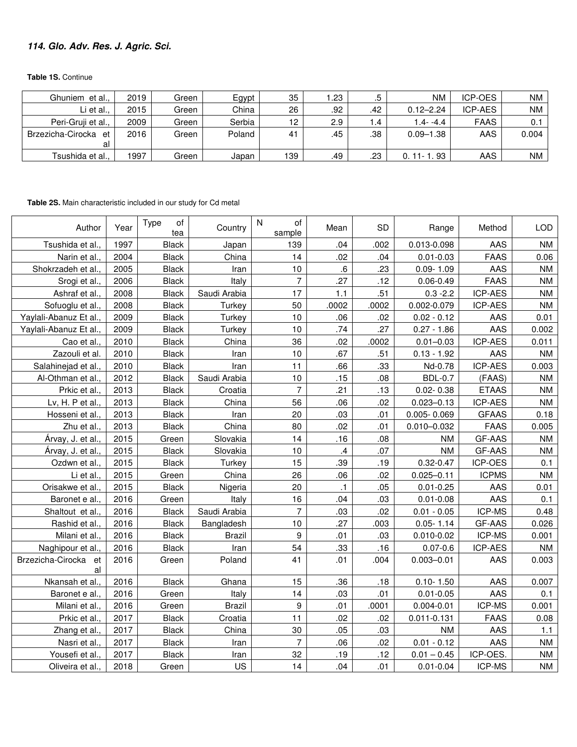**Table 1S.** Continue

| | | | | | | | | | |
|---|---|---|---|---|---|---|---|---|---|
| Ghuniem et al., | 2019 | Green | Egypt | 35 | 1.23 | .5 | NM | ICP-OES | NM |
| Li et al., | 2015 | Green | China | 26 | .92 | .42 | 0.12–2.24 | ICP-AES | NM |
| Peri-Gruji et al., | 2009 | Green | Serbia | 12 | 2.9 | 1.4 | 1.4- -4.4 | FAAS | 0.1 |
| Brzezicha-Cirocka et al | 2016 | Green | Poland | 41 | .45 | .38 | 0.09–1.38 | AAS | 0.004 |
| Tsushida et al., | 1997 | Green | Japan | 139 | .49 | .23 | 0. 11- 1. 93 | AAS | NM |

**Table 2S.** Main characteristic included in our study for Cd metal

| Author | Year | Type of tea | Country | N of sample | Mean | SD | Range | Method | LOD |
|---|---|---|---|---|---|---|---|---|---|
| Tsushida et al., | 1997 | Black | Japan | 139 | .04 | .002 | 0.013-0.098 | AAS | NM |
| Narin et al., | 2004 | Black | China | 14 | .02 | .04 | 0.01-0.03 | FAAS | 0.06 |
| Shokrzadeh et al., | 2005 | Black | Iran | 10 | .6 | .23 | 0.09- 1.09 | AAS | NM |
| Srogi et al., | 2006 | Black | Italy | 7 | .27 | .12 | 0.06-0.49 | FAAS | NM |
| Ashraf et al., | 2008 | Black | Saudi Arabia | 17 | 1.1 | .51 | 0.3 -2.2 | ICP-AES | NM |
| Sofuoglu et al., | 2008 | Black | Turkey | 50 | .0002 | .0002 | 0.002-0.079 | ICP-AES | NM |
| Yaylali-Abanuz Et al., | 2009 | Black | Turkey | 10 | .06 | .02 | 0.02 - 0.12 | AAS | 0.01 |
| Yaylali-Abanuz Et al., | 2009 | Black | Turkey | 10 | .74 | .27 | 0.27 - 1.86 | AAS | 0.002 |
| Cao et al., | 2010 | Black | China | 36 | .02 | .0002 | 0.01–0.03 | ICP-AES | 0.011 |
| Zazouli et al. | 2010 | Black | Iran | 10 | .67 | .51 | 0.13 - 1.92 | AAS | NM |
| Salahinejad et al., | 2010 | Black | Iran | 11 | .66 | .33 | Nd-0.78 | ICP-AES | 0.003 |
| Al-Othman et al., | 2012 | Black | Saudi Arabia | 10 | .15 | .08 | BDL-0.7 | (FAAS) | NM |
| Prkic et al., | 2013 | Black | Croatia | 7 | .21 | .13 | 0.02- 0.38 | ETAAS | NM |
| Lv, H. P et al., | 2013 | Black | China | 56 | .06 | .02 | 0.023–0.13 | ICP-AES | NM |
| Hosseni et al., | 2013 | Black | Iran | 20 | .03 | .01 | 0.005- 0.069 | GFAAS | 0.18 |
| Zhu et al., | 2013 | Black | China | 80 | .02 | .01 | 0.010–0.032 | FAAS | 0.005 |
| Árvay, J. et al., | 2015 | Green | Slovakia | 14 | .16 | .08 | NM | GF-AAS | NM |
| Árvay, J. et al., | 2015 | Black | Slovakia | 10 | .4 | .07 | NM | GF-AAS | NM |
| Ozdwn et al., | 2015 | Black | Turkey | 15 | .39 | .19 | 0.32-0.47 | ICP-OES | 0.1 |
| Li et al., | 2015 | Green | China | 26 | .06 | .02 | 0.025–0.11 | ICPMS | NM |
| Orisakwe et al., | 2015 | Black | Nigeria | 20 | .1 | .05 | 0.01-0.25 | AAS | 0.01 |
| Baronet e al., | 2016 | Green | Italy | 16 | .04 | .03 | 0.01-0.08 | AAS | 0.1 |
| Shaltout et al., | 2016 | Black | Saudi Arabia | 7 | .03 | .02 | 0.01 - 0.05 | ICP-MS | 0.48 |
| Rashid et al., | 2016 | Black | Bangladesh | 10 | .27 | .003 | 0.05- 1.14 | GF-AAS | 0.026 |
| Milani et al., | 2016 | Black | Brazil | 9 | .01 | .03 | 0.010-0.02 | ICP-MS | 0.001 |
| Naghipour et al., | 2016 | Black | Iran | 54 | .33 | .16 | 0.07-0.6 | ICP-AES | NM |
| Brzezicha-Cirocka et al | 2016 | Green | Poland | 41 | .01 | .004 | 0.003–0.01 | AAS | 0.003 |
| Nkansah et al., | 2016 | Black | Ghana | 15 | .36 | .18 | 0.10- 1.50 | AAS | 0.007 |
| Baronet e al., | 2016 | Green | Italy | 14 | .03 | .01 | 0.01-0.05 | AAS | 0.1 |
| Milani et al., | 2016 | Green | Brazil | 9 | .01 | .0001 | 0.004-0.01 | ICP-MS | 0.001 |
| Prkic et al., | 2017 | Black | Croatia | 11 | .02 | .02 | 0.011-0.131 | FAAS | 0.08 |
| Zhang et al., | 2017 | Black | China | 30 | .05 | .03 | NM | AAS | 1.1 |
| Nasri et al., | 2017 | Black | Iran | 7 | .06 | .02 | 0.01 - 0.12 | AAS | NM |
| Yousefi et al., | 2017 | Black | Iran | 32 | .19 | .12 | 0.01 – 0.45 | ICP-OES. | NM |
| Oliveira et al., | 2018 | Green | US | 14 | .04 | .01 | 0.01-0.04 | ICP-MS | NM |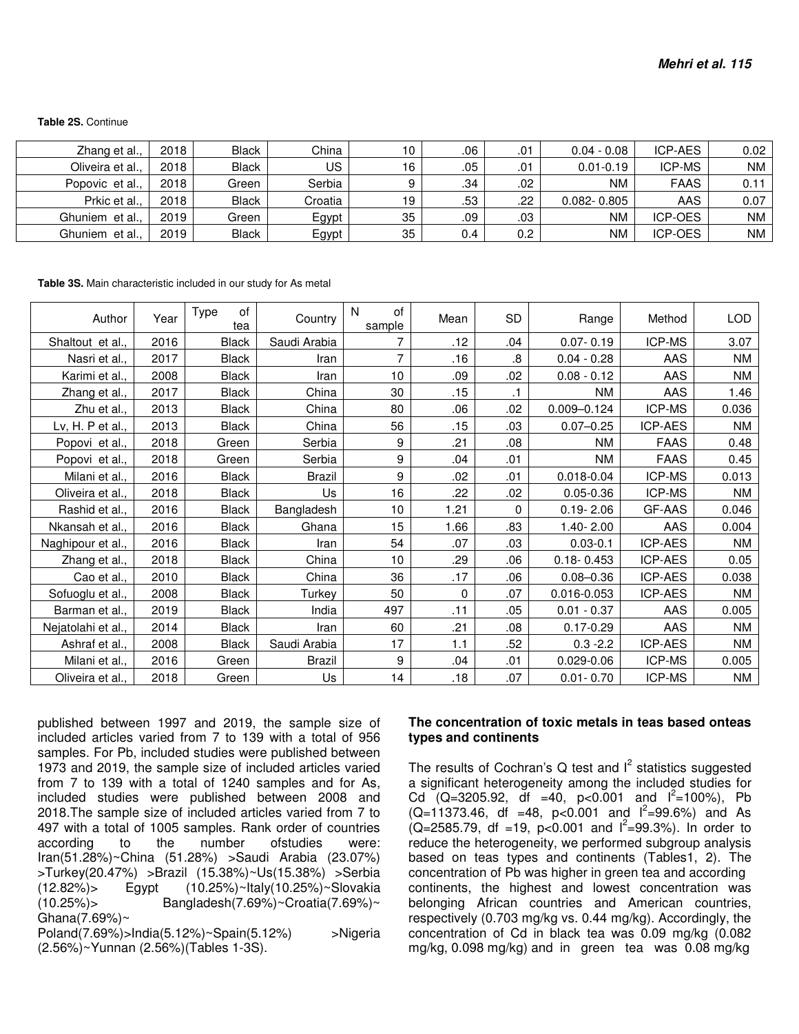**Table 2S.** Continue

| | | | | | | | | | |
|---|---|---|---|---|---|---|---|---|---|
| Zhang et al., | 2018 | Black | China | 10 | .06 | .01 | 0.04 - 0.08 | ICP-AES | 0.02 |
| Oliveira et al., | 2018 | Black | US | 16 | .05 | .01 | 0.01-0.19 | ICP-MS | NM |
| Popovic et al., | 2018 | Green | Serbia | 9 | .34 | .02 | NM | FAAS | 0.11 |
| Prkic et al., | 2018 | Black | Croatia | 19 | .53 | .22 | 0.082- 0.805 | AAS | 0.07 |
| Ghuniem et al., | 2019 | Green | Egypt | 35 | .09 | .03 | NM | ICP-OES | NM |
| Ghuniem et al., | 2019 | Black | Egypt | 35 | 0.4 | 0.2 | NM | ICP-OES | NM |

**Table 3S.** Main characteristic included in our study for As metal

| Author | Year | Type of tea | Country | N of sample | Mean | SD | Range | Method | LOD |
|---|---|---|---|---|---|---|---|---|---|
| Shaltout et al., | 2016 | Black | Saudi Arabia | 7 | .12 | .04 | 0.07- 0.19 | ICP-MS | 3.07 |
| Nasri et al., | 2017 | Black | Iran | 7 | .16 | .8 | 0.04 - 0.28 | AAS | NM |
| Karimi et al., | 2008 | Black | Iran | 10 | .09 | .02 | 0.08 - 0.12 | AAS | NM |
| Zhang et al., | 2017 | Black | China | 30 | .15 | .1 | NM | AAS | 1.46 |
| Zhu et al., | 2013 | Black | China | 80 | .06 | .02 | 0.009–0.124 | ICP-MS | 0.036 |
| Lv, H. P et al., | 2013 | Black | China | 56 | .15 | .03 | 0.07–0.25 | ICP-AES | NM |
| Popovi et al., | 2018 | Green | Serbia | 9 | .21 | .08 | NM | FAAS | 0.48 |
| Popovi et al., | 2018 | Green | Serbia | 9 | .04 | .01 | NM | FAAS | 0.45 |
| Milani et al., | 2016 | Black | Brazil | 9 | .02 | .01 | 0.018-0.04 | ICP-MS | 0.013 |
| Oliveira et al., | 2018 | Black | Us | 16 | .22 | .02 | 0.05-0.36 | ICP-MS | NM |
| Rashid et al., | 2016 | Black | Bangladesh | 10 | 1.21 | 0 | 0.19- 2.06 | GF-AAS | 0.046 |
| Nkansah et al., | 2016 | Black | Ghana | 15 | 1.66 | .83 | 1.40- 2.00 | AAS | 0.004 |
| Naghipour et al., | 2016 | Black | Iran | 54 | .07 | .03 | 0.03-0.1 | ICP-AES | NM |
| Zhang et al., | 2018 | Black | China | 10 | .29 | .06 | 0.18- 0.453 | ICP-AES | 0.05 |
| Cao et al., | 2010 | Black | China | 36 | .17 | .06 | 0.08–0.36 | ICP-AES | 0.038 |
| Sofuoglu et al., | 2008 | Black | Turkey | 50 | 0 | .07 | 0.016-0.053 | ICP-AES | NM |
| Barman et al., | 2019 | Black | India | 497 | .11 | .05 | 0.01 - 0.37 | AAS | 0.005 |
| Nejatolahi et al., | 2014 | Black | Iran | 60 | .21 | .08 | 0.17-0.29 | AAS | NM |
| Ashraf et al., | 2008 | Black | Saudi Arabia | 17 | 1.1 | .52 | 0.3 -2.2 | ICP-AES | NM |
| Milani et al., | 2016 | Green | Brazil | 9 | .04 | .01 | 0.029-0.06 | ICP-MS | 0.005 |
| Oliveira et al., | 2018 | Green | Us | 14 | .18 | .07 | 0.01- 0.70 | ICP-MS | NM |

published between 1997 and 2019, the sample size of included articles varied from 7 to 139 with a total of 956 samples. For Pb, included studies were published between 1973 and 2019, the sample size of included articles varied from 7 to 139 with a total of 1240 samples and for As, included studies were published between 2008 and 2018.The sample size of included articles varied from 7 to 497 with a total of 1005 samples. Rank order of countries according to the number ofstudies were: Iran(51.28%)~China (51.28%) >Saudi Arabia (23.07%) >Turkey(20.47%) >Brazil (15.38%)~Us(15.38%) >Serbia (12.82%)> Egypt (10.25%)~Italy(10.25%)~Slovakia (10.25%)> Bangladesh(7.69%)~Croatia(7.69%)~ Ghana(7.69%)~ Poland(7.69%)>India(5.12%)~Spain(5.12%) >Nigeria (2.56%)~Yunnan (2.56%)(Tables 1-3S).

### The concentration of toxic metals in teas based onteas types and continents

The results of Cochran's Q test and $I^2$ statistics suggested a significant heterogeneity among the included studies for Cd ($Q=3205.92$, df $=40$, $p<0.001$ and $I^2=100\%$), Pb ($Q=11373.46$, df $=48$, $p<0.001$ and $I^2=99.6\%$) and As ($Q=2585.79$, df $=19$, $p<0.001$ and $I^2=99.3\%$). In order to reduce the heterogeneity, we performed subgroup analysis based on teas types and continents (Tables1, 2). The concentration of Pb was higher in green tea and according continents, the highest and lowest concentration was belonging African countries and American countries, respectively (0.703 mg/kg vs. 0.44 mg/kg). Accordingly, the concentration of Cd in black tea was 0.09 mg/kg (0.082 mg/kg, 0.098 mg/kg) and in green tea was 0.08 mg/kg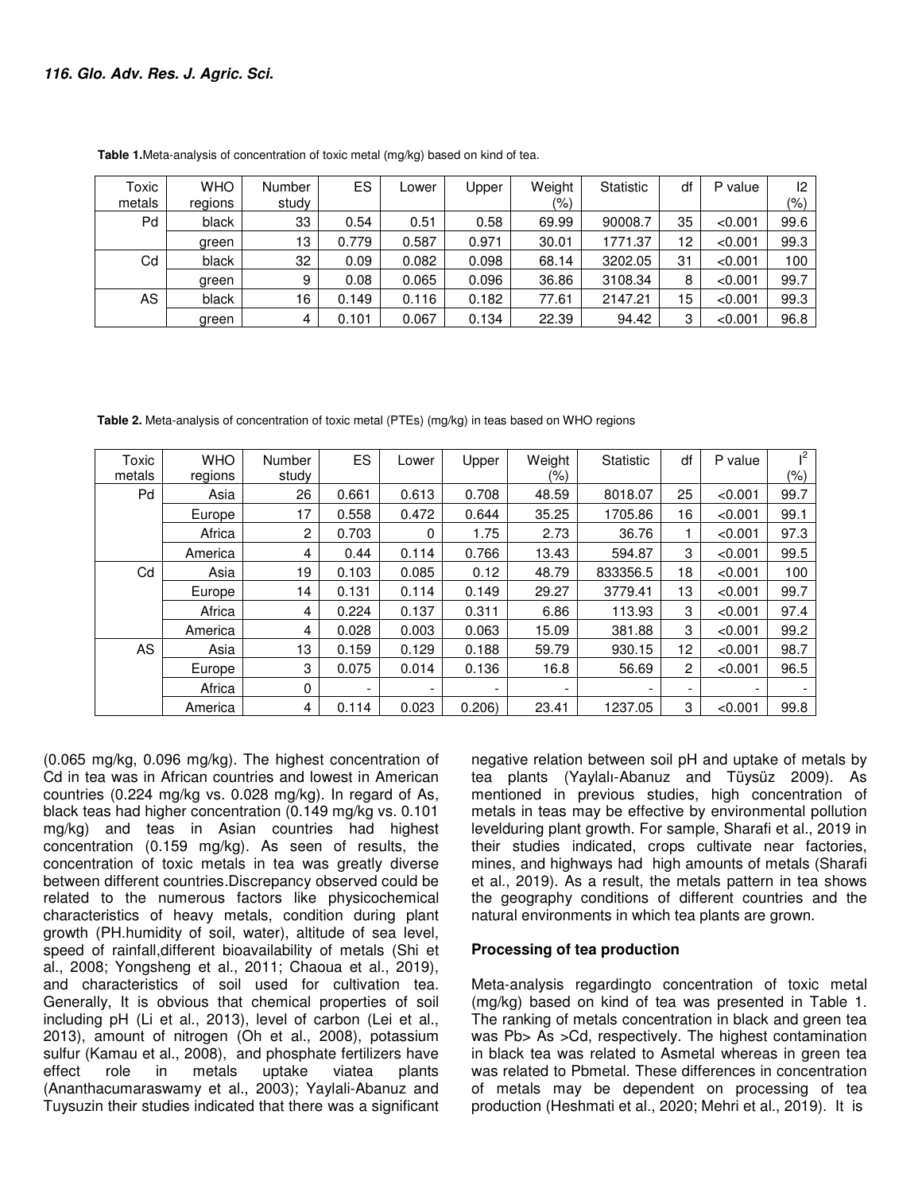**Table 1.** Meta-analysis of concentration of toxic metal (mg/kg) based on kind of tea.

| Toxic metals | WHO regions | Number study | ES | Lower | Upper | Weight (%) | Statistic | df | P value | I2 (%) |
|---|---|---|---|---|---|---|---|---|---|---|
| Pd | black | 33 | 0.54 | 0.51 | 0.58 | 69.99 | 90008.7 | 35 | <0.001 | 99.6 |
| | green | 13 | 0.779 | 0.587 | 0.971 | 30.01 | 1771.37 | 12 | <0.001 | 99.3 |
| Cd | black | 32 | 0.09 | 0.082 | 0.098 | 68.14 | 3202.05 | 31 | <0.001 | 100 |
| | green | 9 | 0.08 | 0.065 | 0.096 | 36.86 | 3108.34 | 8 | <0.001 | 99.7 |
| AS | black | 16 | 0.149 | 0.116 | 0.182 | 77.61 | 2147.21 | 15 | <0.001 | 99.3 |
| | green | 4 | 0.101 | 0.067 | 0.134 | 22.39 | 94.42 | 3 | <0.001 | 96.8 |

**Table 2.** Meta-analysis of concentration of toxic metal (PTEs) (mg/kg) in teas based on WHO regions

| Toxic metals | WHO regions | Number study | ES | Lower | Upper | Weight (%) | Statistic | df | P value | $I^2$ (%) |
|---|---|---|---|---|---|---|---|---|---|---|
| Pd | Asia | 26 | 0.661 | 0.613 | 0.708 | 48.59 | 8018.07 | 25 | <0.001 | 99.7 |
| | Europe | 17 | 0.558 | 0.472 | 0.644 | 35.25 | 1705.86 | 16 | <0.001 | 99.1 |
| | Africa | 2 | 0.703 | 0 | 1.75 | 2.73 | 36.76 | 1 | <0.001 | 97.3 |
| | America | 4 | 0.44 | 0.114 | 0.766 | 13.43 | 594.87 | 3 | <0.001 | 99.5 |
| Cd | Asia | 19 | 0.103 | 0.085 | 0.12 | 48.79 | 833356.5 | 18 | <0.001 | 100 |
| | Europe | 14 | 0.131 | 0.114 | 0.149 | 29.27 | 3779.41 | 13 | <0.001 | 99.7 |
| | Africa | 4 | 0.224 | 0.137 | 0.311 | 6.86 | 113.93 | 3 | <0.001 | 97.4 |
| | America | 4 | 0.028 | 0.003 | 0.063 | 15.09 | 381.88 | 3 | <0.001 | 99.2 |
| AS | Asia | 13 | 0.159 | 0.129 | 0.188 | 59.79 | 930.15 | 12 | <0.001 | 98.7 |
| | Europe | 3 | 0.075 | 0.014 | 0.136 | 16.8 | 56.69 | 2 | <0.001 | 96.5 |
| | Africa | 0 | - | - | - | - | - | - | - | - |
| | America | 4 | 0.114 | 0.023 | 0.206) | 23.41 | 1237.05 | 3 | <0.001 | 99.8 |

(0.065 mg/kg, 0.096 mg/kg). The highest concentration of Cd in tea was in African countries and lowest in American countries (0.224 mg/kg vs. 0.028 mg/kg). In regard of As, black teas had higher concentration (0.149 mg/kg vs. 0.101 mg/kg) and teas in Asian countries had highest concentration (0.159 mg/kg). As seen of results, the concentration of toxic metals in tea was greatly diverse between different countries.Discrepancy observed could be related to the numerous factors like physicochemical characteristics of heavy metals, condition during plant growth (PH.humidity of soil, water), altitude of sea level, speed of rainfall,different bioavailability of metals (Shi et al., 2008; Yongsheng et al., 2011; Chaoua et al., 2019), and characteristics of soil used for cultivation tea. Generally, It is obvious that chemical properties of soil including pH (Li et al., 2013), level of carbon (Lei et al., 2013), amount of nitrogen (Oh et al., 2008), potassium sulfur (Kamau et al., 2008), and phosphate fertilizers have effect role in metals uptake viatea plants (Ananthacumaraswamy et al., 2003); Yaylali-Abanuz and Tuysuzin their studies indicated that there was a significant negative relation between soil pH and uptake of metals by tea plants (Yaylalı-Abanuz and Tüysüz 2009). As mentioned in previous studies, high concentration of metals in teas may be effective by environmental pollution levelduring plant growth. For sample, Sharafi et al., 2019 in their studies indicated, crops cultivate near factories, mines, and highways had high amounts of metals (Sharafi et al., 2019). As a result, the metals pattern in tea shows the geography conditions of different countries and the natural environments in which tea plants are grown.

## Processing of tea production

Meta-analysis regardingto concentration of toxic metal (mg/kg) based on kind of tea was presented in Table 1. The ranking of metals concentration in black and green tea was Pb> As >Cd, respectively. The highest contamination in black tea was related to Asmetal whereas in green tea was related to Pbmetal. These differences in concentration of metals may be dependent on processing of tea production (Heshmati et al., 2020; Mehri et al., 2019). It is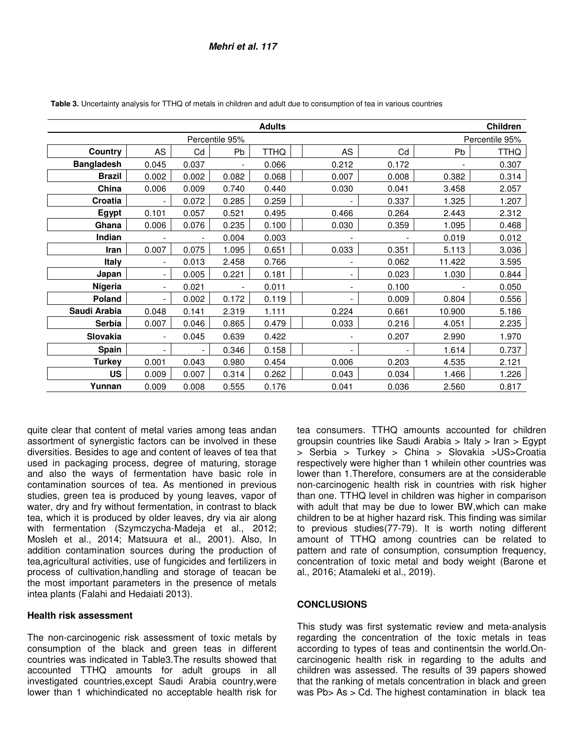**Table 3.** Uncertainty analysis for TTHQ of metals in children and adult due to consumption of tea in various countries

| | Adults | | | | Children | | | |
|---|---|---|---|---|---|---|---|---|
| | Percentile 95% | | | | Percentile 95% | | | |
| Country | AS | Cd | Pb | TTHQ | AS | Cd | Pb | TTHQ |
| Bangladesh | 0.045 | 0.037 | - | 0.066 | 0.212 | 0.172 | - | 0.307 |
| Brazil | 0.002 | 0.002 | 0.082 | 0.068 | 0.007 | 0.008 | 0.382 | 0.314 |
| China | 0.006 | 0.009 | 0.740 | 0.440 | 0.030 | 0.041 | 3.458 | 2.057 |
| Croatia | - | 0.072 | 0.285 | 0.259 | - | 0.337 | 1.325 | 1.207 |
| Egypt | 0.101 | 0.057 | 0.521 | 0.495 | 0.466 | 0.264 | 2.443 | 2.312 |
| Ghana | 0.006 | 0.076 | 0.235 | 0.100 | 0.030 | 0.359 | 1.095 | 0.468 |
| Indian | - | - | 0.004 | 0.003 | - | - | 0.019 | 0.012 |
| Iran | 0.007 | 0.075 | 1.095 | 0.651 | 0.033 | 0.351 | 5.113 | 3.036 |
| Italy | - | 0.013 | 2.458 | 0.766 | - | 0.062 | 11.422 | 3.595 |
| Japan | - | 0.005 | 0.221 | 0.181 | - | 0.023 | 1.030 | 0.844 |
| Nigeria | - | 0.021 | - | 0.011 | - | 0.100 | - | 0.050 |
| Poland | - | 0.002 | 0.172 | 0.119 | - | 0.009 | 0.804 | 0.556 |
| Saudi Arabia | 0.048 | 0.141 | 2.319 | 1.111 | 0.224 | 0.661 | 10.900 | 5.186 |
| Serbia | 0.007 | 0.046 | 0.865 | 0.479 | 0.033 | 0.216 | 4.051 | 2.235 |
| Slovakia | - | 0.045 | 0.639 | 0.422 | - | 0.207 | 2.990 | 1.970 |
| Spain | - | - | 0.346 | 0.158 | - | - | 1.614 | 0.737 |
| Turkey | 0.001 | 0.043 | 0.980 | 0.454 | 0.006 | 0.203 | 4.535 | 2.121 |
| US | 0.009 | 0.007 | 0.314 | 0.262 | 0.043 | 0.034 | 1.466 | 1.226 |
| Yunnan | 0.009 | 0.008 | 0.555 | 0.176 | 0.041 | 0.036 | 2.560 | 0.817 |

quite clear that content of metal varies among teas andan assortment of synergistic factors can be involved in these diversities. Besides to age and content of leaves of tea that used in packaging process, degree of maturing, storage and also the ways of fermentation have basic role in contamination sources of tea. As mentioned in previous studies, green tea is produced by young leaves, vapor of water, dry and fry without fermentation, in contrast to black tea, which it is produced by older leaves, dry via air along with fermentation (Szymczycha-Madeja et al., 2012; Mosleh et al., 2014; Matsuura et al., 2001). Also, In addition contamination sources during the production of tea,agricultural activities, use of fungicides and fertilizers in process of cultivation,handling and storage of teacan be the most important parameters in the presence of metals intea plants (Falahi and Hedaiati 2013).

### Health risk assessment

The non-carcinogenic risk assessment of toxic metals by consumption of the black and green teas in different countries was indicated in Table3.The results showed that accounted TTHQ amounts for adult groups in all investigated countries,except Saudi Arabia country,were lower than 1 whichindicated no acceptable health risk for tea consumers. TTHQ amounts accounted for children groupsin countries like Saudi Arabia > Italy > Iran > Egypt > Serbia > Turkey > China > Slovakia >US>Croatia respectively were higher than 1 whilein other countries was lower than 1.Therefore, consumers are at the considerable non-carcinogenic health risk in countries with risk higher than one. TTHQ level in children was higher in comparison with adult that may be due to lower BW,which can make children to be at higher hazard risk. This finding was similar to previous studies(77-79). It is worth noting different amount of TTHQ among countries can be related to pattern and rate of consumption, consumption frequency, concentration of toxic metal and body weight (Barone et al., 2016; Atamaleki et al., 2019).

## CONCLUSIONS

This study was first systematic review and meta-analysis regarding the concentration of the toxic metals in teas according to types of teas and continentsin the world.On-carcinogenic health risk in regarding to the adults and children was assessed. The results of 39 papers showed that the ranking of metals concentration in black and green was Pb> As > Cd. The highest contamination in black tea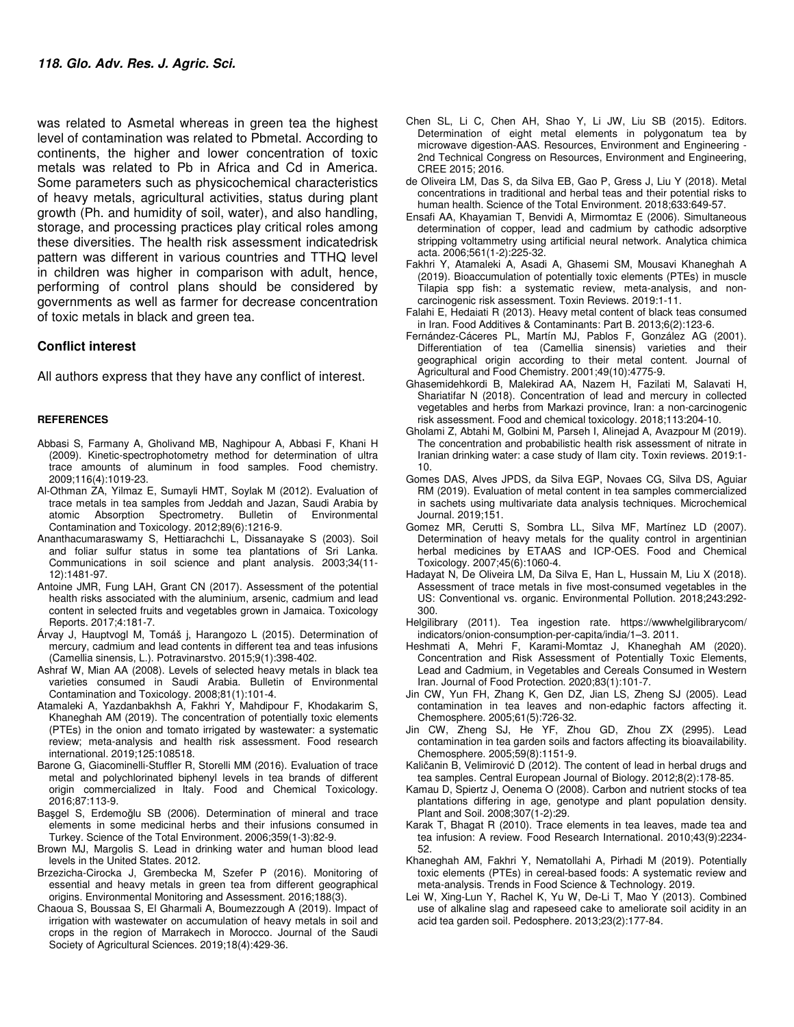was related to Asmetal whereas in green tea the highest level of contamination was related to Pbmetal. According to continents, the higher and lower concentration of toxic metals was related to Pb in Africa and Cd in America. Some parameters such as physicochemical characteristics of heavy metals, agricultural activities, status during plant growth (Ph. and humidity of soil, water), and also handling, storage, and processing practices play critical roles among these diversities. The health risk assessment indicatedrisk pattern was different in various countries and TTHQ level in children was higher in comparison with adult, hence, performing of control plans should be considered by governments as well as farmer for decrease concentration of toxic metals in black and green tea.

## Conflict interest

All authors express that they have any conflict of interest.

## REFERENCES

Abbasi S, Farmany A, Gholivand MB, Naghipour A, Abbasi F, Khani H (2009). Kinetic-spectrophotometry method for determination of ultra trace amounts of aluminum in food samples. Food chemistry. 2009;116(4):1019-23.

Al-Othman ZA, Yilmaz E, Sumayli HMT, Soylak M (2012). Evaluation of trace metals in tea samples from Jeddah and Jazan, Saudi Arabia by atomic Absorption Spectrometry. Bulletin of Environmental Contamination and Toxicology. 2012;89(6):1216-9.

Ananthacumaraswamy S, Hettiarachchi L, Dissanayake S (2003). Soil and foliar sulfur status in some tea plantations of Sri Lanka. Communications in soil science and plant analysis. 2003;34(11-12):1481-97.

Antoine JMR, Fung LAH, Grant CN (2017). Assessment of the potential health risks associated with the aluminium, arsenic, cadmium and lead content in selected fruits and vegetables grown in Jamaica. Toxicology Reports. 2017;4:181-7.

Árvay J, Hauptvogl M, Tomáš j, Harangozo L (2015). Determination of mercury, cadmium and lead contents in different tea and teas infusions (Camellia sinensis, L.). Potravinarstvo. 2015;9(1):398-402.

Ashraf W, Mian AA (2008). Levels of selected heavy metals in black tea varieties consumed in Saudi Arabia. Bulletin of Environmental Contamination and Toxicology. 2008;81(1):101-4.

Atamaleki A, Yazdanbakhsh A, Fakhri Y, Mahdipour F, Khodakarim S, Khaneghah AM (2019). The concentration of potentially toxic elements (PTEs) in the onion and tomato irrigated by wastewater: a systematic review; meta-analysis and health risk assessment. Food research international. 2019;125:108518.

Barone G, Giacominelli-Stuffler R, Storelli MM (2016). Evaluation of trace metal and polychlorinated biphenyl levels in tea brands of different origin commercialized in Italy. Food and Chemical Toxicology. 2016;87:113-9.

Başgel S, Erdemoğlu SB (2006). Determination of mineral and trace elements in some medicinal herbs and their infusions consumed in Turkey. Science of the Total Environment. 2006;359(1-3):82-9.

Brown MJ, Margolis S. Lead in drinking water and human blood lead levels in the United States. 2012.

Brzezicha-Cirocka J, Grembecka M, Szefer P (2016). Monitoring of essential and heavy metals in green tea from different geographical origins. Environmental Monitoring and Assessment. 2016;188(3).

Chaoua S, Boussaa S, El Gharmali A, Boumezzough A (2019). Impact of irrigation with wastewater on accumulation of heavy metals in soil and crops in the region of Marrakech in Morocco. Journal of the Saudi Society of Agricultural Sciences. 2019;18(4):429-36.

Chen SL, Li C, Chen AH, Shao Y, Li JW, Liu SB (2015). Editors. Determination of eight metal elements in polygonatum tea by microwave digestion-AAS. Resources, Environment and Engineering - 2nd Technical Congress on Resources, Environment and Engineering, CREE 2015; 2016.

de Oliveira LM, Das S, da Silva EB, Gao P, Gress J, Liu Y (2018). Metal concentrations in traditional and herbal teas and their potential risks to human health. Science of the Total Environment. 2018;633:649-57.

Ensafi AA, Khayamian T, Benvidi A, Mirmomtaz E (2006). Simultaneous determination of copper, lead and cadmium by cathodic adsorptive stripping voltammetry using artificial neural network. Analytica chimica acta. 2006;561(1-2):225-32.

Fakhri Y, Atamaleki A, Asadi A, Ghasemi SM, Mousavi Khaneghah A (2019). Bioaccumulation of potentially toxic elements (PTEs) in muscle Tilapia spp fish: a systematic review, meta-analysis, and non-carcinogenic risk assessment. Toxin Reviews. 2019:1-11.

Falahi E, Hedaiati R (2013). Heavy metal content of black teas consumed in Iran. Food Additives & Contaminants: Part B. 2013;6(2):123-6.

Fernández-Cáceres PL, Martín MJ, Pablos F, González AG (2001). Differentiation of tea (Camellia sinensis) varieties and their geographical origin according to their metal content. Journal of Agricultural and Food Chemistry. 2001;49(10):4775-9.

Ghasemidehkordi B, Malekirad AA, Nazem H, Fazilati M, Salavati H, Shariatifar N (2018). Concentration of lead and mercury in collected vegetables and herbs from Markazi province, Iran: a non-carcinogenic risk assessment. Food and chemical toxicology. 2018;113:204-10.

Gholami Z, Abtahi M, Golbini M, Parseh I, Alinejad A, Avazpour M (2019). The concentration and probabilistic health risk assessment of nitrate in Iranian drinking water: a case study of Ilam city. Toxin reviews. 2019:1-10.

Gomes DAS, Alves JPDS, da Silva EGP, Novaes CG, Silva DS, Aguiar RM (2019). Evaluation of metal content in tea samples commercialized in sachets using multivariate data analysis techniques. Microchemical Journal. 2019;151.

Gomez MR, Cerutti S, Sombra LL, Silva MF, Martínez LD (2007). Determination of heavy metals for the quality control in argentinian herbal medicines by ETAAS and ICP-OES. Food and Chemical Toxicology. 2007;45(6):1060-4.

Hadayat N, De Oliveira LM, Da Silva E, Han L, Hussain M, Liu X (2018). Assessment of trace metals in five most-consumed vegetables in the US: Conventional vs. organic. Environmental Pollution. 2018;243:292-300.

Helgilibrary (2011). Tea ingestion rate. https://wwwhelgilibrarycom/indicators/onion-consumption-per-capita/india/1–3. 2011.

Heshmati A, Mehri F, Karami-Momtaz J, Khaneghah AM (2020). Concentration and Risk Assessment of Potentially Toxic Elements, Lead and Cadmium, in Vegetables and Cereals Consumed in Western Iran. Journal of Food Protection. 2020;83(1):101-7.

Jin CW, Yun FH, Zhang K, Gen DZ, Jian LS, Zheng SJ (2005). Lead contamination in tea leaves and non-edaphic factors affecting it. Chemosphere. 2005;61(5):726-32.

Jin CW, Zheng SJ, He YF, Zhou GD, Zhou ZX (2995). Lead contamination in tea garden soils and factors affecting its bioavailability. Chemosphere. 2005;59(8):1151-9.

Kaličanin B, Velimirović D (2012). The content of lead in herbal drugs and tea samples. Central European Journal of Biology. 2012;8(2):178-85.

Kamau D, Spiertz J, Oenema O (2008). Carbon and nutrient stocks of tea plantations differing in age, genotype and plant population density. Plant and Soil. 2008;307(1-2):29.

Karak T, Bhagat R (2010). Trace elements in tea leaves, made tea and tea infusion: A review. Food Research International. 2010;43(9):2234-52.

Khaneghah AM, Fakhri Y, Nematollahi A, Pirhadi M (2019). Potentially toxic elements (PTEs) in cereal-based foods: A systematic review and meta-analysis. Trends in Food Science & Technology. 2019.

Lei W, Xing-Lun Y, Rachel K, Yu W, De-Li T, Mao Y (2013). Combined use of alkaline slag and rapeseed cake to ameliorate soil acidity in an acid tea garden soil. Pedosphere. 2013;23(2):177-84.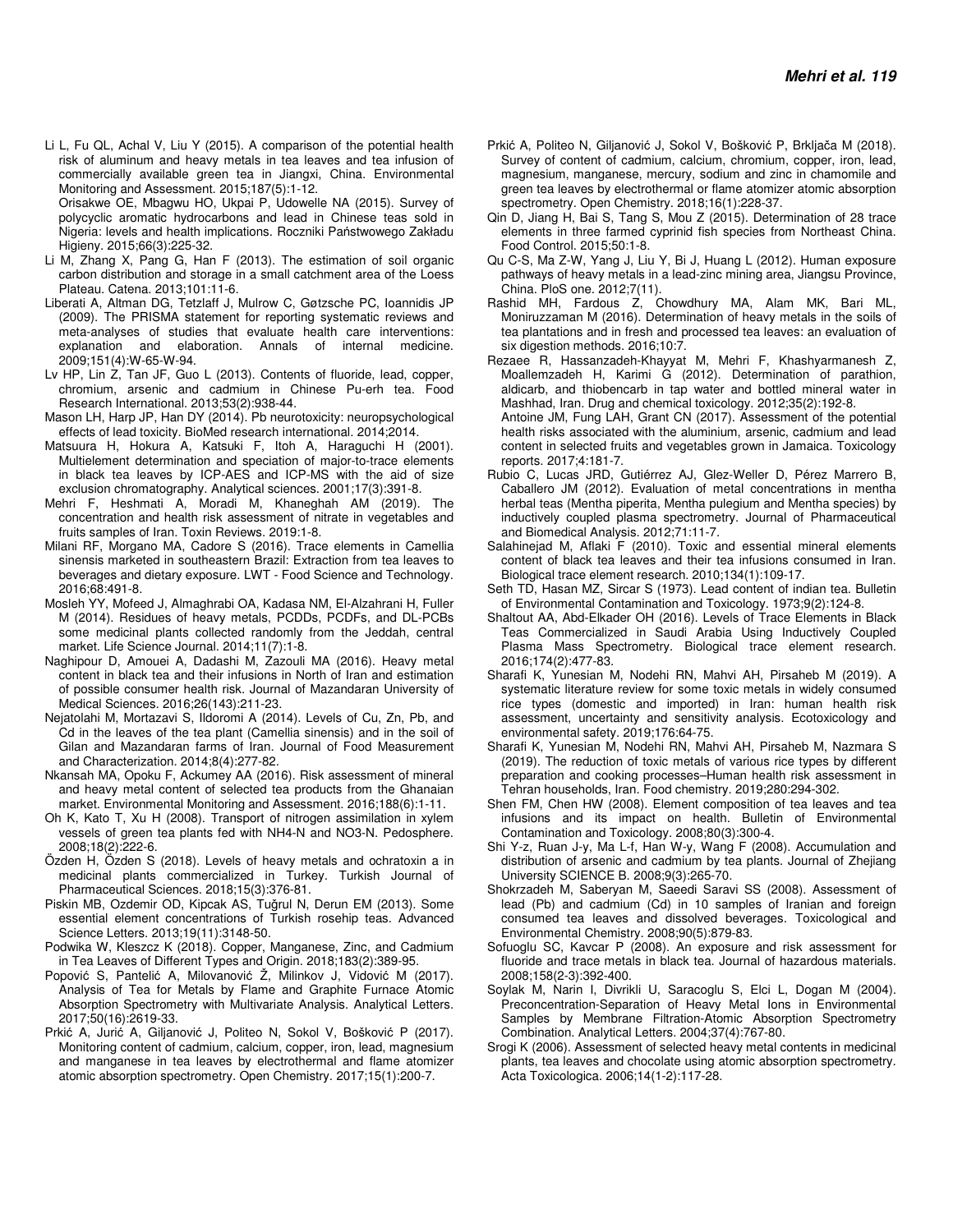Li L, Fu QL, Achal V, Liu Y (2015). A comparison of the potential health risk of aluminum and heavy metals in tea leaves and tea infusion of commercially available green tea in Jiangxi, China. Environmental Monitoring and Assessment. 2015;187(5):1-12.

Orisakwe OE, Mbagwu HO, Ukpai P, Udowelle NA (2015). Survey of polycyclic aromatic hydrocarbons and lead in Chinese teas sold in Nigeria: levels and health implications. Roczniki Państwowego Zakładu Higieny. 2015;66(3):225-32.

Li M, Zhang X, Pang G, Han F (2013). The estimation of soil organic carbon distribution and storage in a small catchment area of the Loess Plateau. Catena. 2013;101:11-6.

Liberati A, Altman DG, Tetzlaff J, Mulrow C, Gøtzsche PC, Ioannidis JP (2009). The PRISMA statement for reporting systematic reviews and meta-analyses of studies that evaluate health care interventions: explanation and elaboration. Annals of internal medicine. 2009;151(4):W-65-W-94.

Lv HP, Lin Z, Tan JF, Guo L (2013). Contents of fluoride, lead, copper, chromium, arsenic and cadmium in Chinese Pu-erh tea. Food Research International. 2013;53(2):938-44.

Mason LH, Harp JP, Han DY (2014). Pb neurotoxicity: neuropsychological effects of lead toxicity. BioMed research international. 2014;2014.

Matsuura H, Hokura A, Katsuki F, Itoh A, Haraguchi H (2001). Multielement determination and speciation of major-to-trace elements in black tea leaves by ICP-AES and ICP-MS with the aid of size exclusion chromatography. Analytical sciences. 2001;17(3):391-8.

Mehri F, Heshmati A, Moradi M, Khaneghah AM (2019). The concentration and health risk assessment of nitrate in vegetables and fruits samples of Iran. Toxin Reviews. 2019:1-8.

Milani RF, Morgano MA, Cadore S (2016). Trace elements in Camellia sinensis marketed in southeastern Brazil: Extraction from tea leaves to beverages and dietary exposure. LWT - Food Science and Technology. 2016;68:491-8.

Mosleh YY, Mofeed J, Almaghrabi OA, Kadasa NM, El-Alzahrani H, Fuller M (2014). Residues of heavy metals, PCDDs, PCDFs, and DL-PCBs some medicinal plants collected randomly from the Jeddah, central market. Life Science Journal. 2014;11(7):1-8.

Naghipour D, Amouei A, Dadashi M, Zazouli MA (2016). Heavy metal content in black tea and their infusions in North of Iran and estimation of possible consumer health risk. Journal of Mazandaran University of Medical Sciences. 2016;26(143):211-23.

Nejatolahi M, Mortazavi S, Ildoromi A (2014). Levels of Cu, Zn, Pb, and Cd in the leaves of the tea plant (Camellia sinensis) and in the soil of Gilan and Mazandaran farms of Iran. Journal of Food Measurement and Characterization. 2014;8(4):277-82.

Nkansah MA, Opoku F, Ackumey AA (2016). Risk assessment of mineral and heavy metal content of selected tea products from the Ghanaian market. Environmental Monitoring and Assessment. 2016;188(6):1-11.

Oh K, Kato T, Xu H (2008). Transport of nitrogen assimilation in xylem vessels of green tea plants fed with NH4-N and NO3-N. Pedosphere. 2008;18(2):222-6.

Özden H, Özden S (2018). Levels of heavy metals and ochratoxin a in medicinal plants commercialized in Turkey. Turkish Journal of Pharmaceutical Sciences. 2018;15(3):376-81.

Piskin MB, Ozdemir OD, Kipcak AS, Tuğrul N, Derun EM (2013). Some essential element concentrations of Turkish rosehip teas. Advanced Science Letters. 2013;19(11):3148-50.

Podwika W, Kleszcz K (2018). Copper, Manganese, Zinc, and Cadmium in Tea Leaves of Different Types and Origin. 2018;183(2):389-95.

Popović S, Pantelić A, Milovanović Ž, Milinkov J, Vidović M (2017). Analysis of Tea for Metals by Flame and Graphite Furnace Atomic Absorption Spectrometry with Multivariate Analysis. Analytical Letters. 2017;50(16):2619-33.

Prkić A, Jurić A, Giljanović J, Politeo N, Sokol V, Bošković P (2017). Monitoring content of cadmium, calcium, copper, iron, lead, magnesium and manganese in tea leaves by electrothermal and flame atomizer atomic absorption spectrometry. Open Chemistry. 2017;15(1):200-7.

Prkić A, Politeo N, Giljanović J, Sokol V, Bošković P, Brkljača M (2018). Survey of content of cadmium, calcium, chromium, copper, iron, lead, magnesium, manganese, mercury, sodium and zinc in chamomile and green tea leaves by electrothermal or flame atomizer atomic absorption spectrometry. Open Chemistry. 2018;16(1):228-37.

Qin D, Jiang H, Bai S, Tang S, Mou Z (2015). Determination of 28 trace elements in three farmed cyprinid fish species from Northeast China. Food Control. 2015;50:1-8.

Qu C-S, Ma Z-W, Yang J, Liu Y, Bi J, Huang L (2012). Human exposure pathways of heavy metals in a lead-zinc mining area, Jiangsu Province, China. PloS one. 2012;7(11).

Rashid MH, Fardous Z, Chowdhury MA, Alam MK, Bari ML, Moniruzzaman M (2016). Determination of heavy metals in the soils of tea plantations and in fresh and processed tea leaves: an evaluation of six digestion methods. 2016;10:7.

Rezaee R, Hassanzadeh-Khayyat M, Mehri F, Khashyarmanesh Z, Moallemzadeh H, Karimi G (2012). Determination of parathion, aldicarb, and thiobencarb in tap water and bottled mineral water in Mashhad, Iran. Drug and chemical toxicology. 2012;35(2):192-8.

Antoine JM, Fung LAH, Grant CN (2017). Assessment of the potential health risks associated with the aluminium, arsenic, cadmium and lead content in selected fruits and vegetables grown in Jamaica. Toxicology reports. 2017;4:181-7.

Rubio C, Lucas JRD, Gutiérrez AJ, Glez-Weller D, Pérez Marrero B, Caballero JM (2012). Evaluation of metal concentrations in mentha herbal teas (Mentha piperita, Mentha pulegium and Mentha species) by inductively coupled plasma spectrometry. Journal of Pharmaceutical and Biomedical Analysis. 2012;71:11-7.

Salahinejad M, Aflaki F (2010). Toxic and essential mineral elements content of black tea leaves and their tea infusions consumed in Iran. Biological trace element research. 2010;134(1):109-17.

Seth TD, Hasan MZ, Sircar S (1973). Lead content of indian tea. Bulletin of Environmental Contamination and Toxicology. 1973;9(2):124-8.

Shaltout AA, Abd-Elkader OH (2016). Levels of Trace Elements in Black Teas Commercialized in Saudi Arabia Using Inductively Coupled Plasma Mass Spectrometry. Biological trace element research. 2016;174(2):477-83.

Sharafi K, Yunesian M, Nodehi RN, Mahvi AH, Pirsaheb M (2019). A systematic literature review for some toxic metals in widely consumed rice types (domestic and imported) in Iran: human health risk assessment, uncertainty and sensitivity analysis. Ecotoxicology and environmental safety. 2019;176:64-75.

Sharafi K, Yunesian M, Nodehi RN, Mahvi AH, Pirsaheb M, Nazmara S (2019). The reduction of toxic metals of various rice types by different preparation and cooking processes–Human health risk assessment in Tehran households, Iran. Food chemistry. 2019;280:294-302.

Shen FM, Chen HW (2008). Element composition of tea leaves and tea infusions and its impact on health. Bulletin of Environmental Contamination and Toxicology. 2008;80(3):300-4.

Shi Y-z, Ruan J-y, Ma L-f, Han W-y, Wang F (2008). Accumulation and distribution of arsenic and cadmium by tea plants. Journal of Zhejiang University SCIENCE B. 2008;9(3):265-70.

Shokrzadeh M, Saberyan M, Saeedi Saravi SS (2008). Assessment of lead (Pb) and cadmium (Cd) in 10 samples of Iranian and foreign consumed tea leaves and dissolved beverages. Toxicological and Environmental Chemistry. 2008;90(5):879-83.

Sofuoglu SC, Kavcar P (2008). An exposure and risk assessment for fluoride and trace metals in black tea. Journal of hazardous materials. 2008;158(2-3):392-400.

Soylak M, Narin I, Divrikli U, Saracoglu S, Elci L, Dogan M (2004). Preconcentration-Separation of Heavy Metal Ions in Environmental Samples by Membrane Filtration-Atomic Absorption Spectrometry Combination. Analytical Letters. 2004;37(4):767-80.

Srogi K (2006). Assessment of selected heavy metal contents in medicinal plants, tea leaves and chocolate using atomic absorption spectrometry. Acta Toxicologica. 2006;14(1-2):117-28.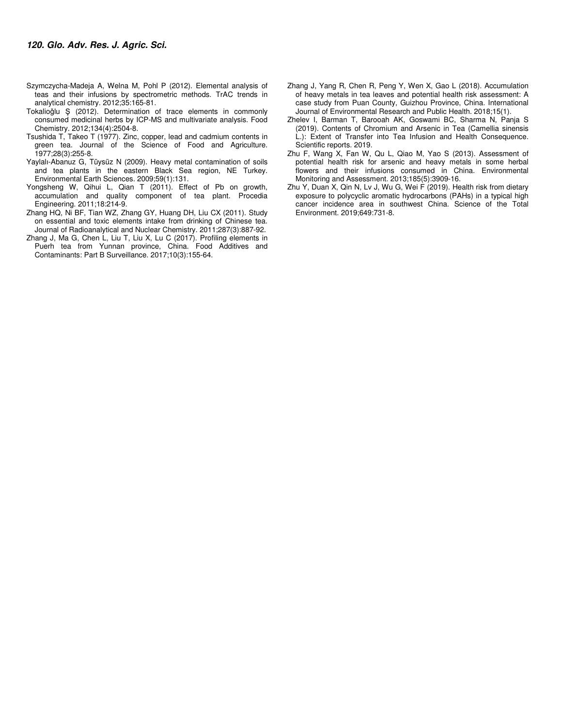Szymczycha-Madeja A, Welna M, Pohl P (2012). Elemental analysis of teas and their infusions by spectrometric methods. TrAC trends in analytical chemistry. 2012;35:165-81.

Tokalioğlu Ş (2012). Determination of trace elements in commonly consumed medicinal herbs by ICP-MS and multivariate analysis. Food Chemistry. 2012;134(4):2504-8.

Tsushida T, Takeo T (1977). Zinc, copper, lead and cadmium contents in green tea. Journal of the Science of Food and Agriculture. 1977;28(3):255-8.

Yaylalı-Abanuz G, Tüysüz N (2009). Heavy metal contamination of soils and tea plants in the eastern Black Sea region, NE Turkey. Environmental Earth Sciences. 2009;59(1):131.

Yongsheng W, Qihui L, Qian T (2011). Effect of Pb on growth, accumulation and quality component of tea plant. Procedia Engineering. 2011;18:214-9.

Zhang HQ, Ni BF, Tian WZ, Zhang GY, Huang DH, Liu CX (2011). Study on essential and toxic elements intake from drinking of Chinese tea. Journal of Radioanalytical and Nuclear Chemistry. 2011;287(3):887-92.

Zhang J, Ma G, Chen L, Liu T, Liu X, Lu C (2017). Profiling elements in Puerh tea from Yunnan province, China. Food Additives and Contaminants: Part B Surveillance. 2017;10(3):155-64.

Zhang J, Yang R, Chen R, Peng Y, Wen X, Gao L (2018). Accumulation of heavy metals in tea leaves and potential health risk assessment: A case study from Puan County, Guizhou Province, China. International Journal of Environmental Research and Public Health. 2018;15(1).

Zhelev I, Barman T, Barooah AK, Goswami BC, Sharma N, Panja S (2019). Contents of Chromium and Arsenic in Tea (Camellia sinensis L.): Extent of Transfer into Tea Infusion and Health Consequence. Scientific reports. 2019.

Zhu F, Wang X, Fan W, Qu L, Qiao M, Yao S (2013). Assessment of potential health risk for arsenic and heavy metals in some herbal flowers and their infusions consumed in China. Environmental Monitoring and Assessment. 2013;185(5):3909-16.

Zhu Y, Duan X, Qin N, Lv J, Wu G, Wei F (2019). Health risk from dietary exposure to polycyclic aromatic hydrocarbons (PAHs) in a typical high cancer incidence area in southwest China. Science of the Total Environment. 2019;649:731-8.